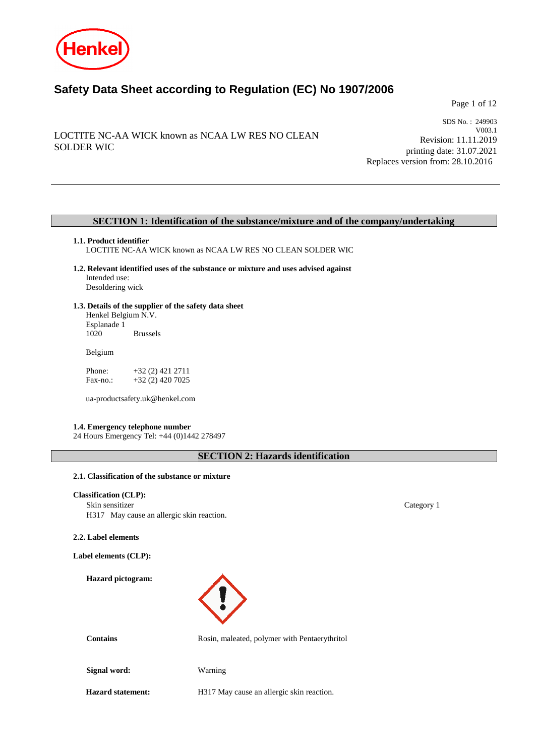# Safety Data Sheet according to Regulation (EC) No 1907/2006

LOCTITE NC-AA WICK known as NCAA LW RES NO CLEAN SOLDER WIC

SDS No. : 249903
V003.1
Revision: 11.11.2019
printing date: 31.07.2021
Replaces version from: 28.10.2016

## SECTION 1: Identification of the substance/mixture and of the company/undertaking

**1.1. Product identifier**

LOCTITE NC-AA WICK known as NCAA LW RES NO CLEAN SOLDER WIC

**1.2. Relevant identified uses of the substance or mixture and uses advised against**

Intended use:
Desoldering wick

**1.3. Details of the supplier of the safety data sheet**

Henkel Belgium N.V.
Esplanade 1
1020 Brussels

Belgium

Phone: +32 (2) 421 2711
Fax-no.: +32 (2) 420 7025

ua-productsafety.uk@henkel.com

**1.4. Emergency telephone number**

24 Hours Emergency Tel: +44 (0)1442 278497

## SECTION 2: Hazards identification

**2.1. Classification of the substance or mixture**

**Classification (CLP):**

Skin sensitizer — Category 1
H317 May cause an allergic skin reaction.

**2.2. Label elements**

**Label elements (CLP):**

**Hazard pictogram:**

**Contains:** Rosin, maleated, polymer with Pentaerythritol

**Signal word:** Warning

**Hazard statement:** H317 May cause an allergic skin reaction.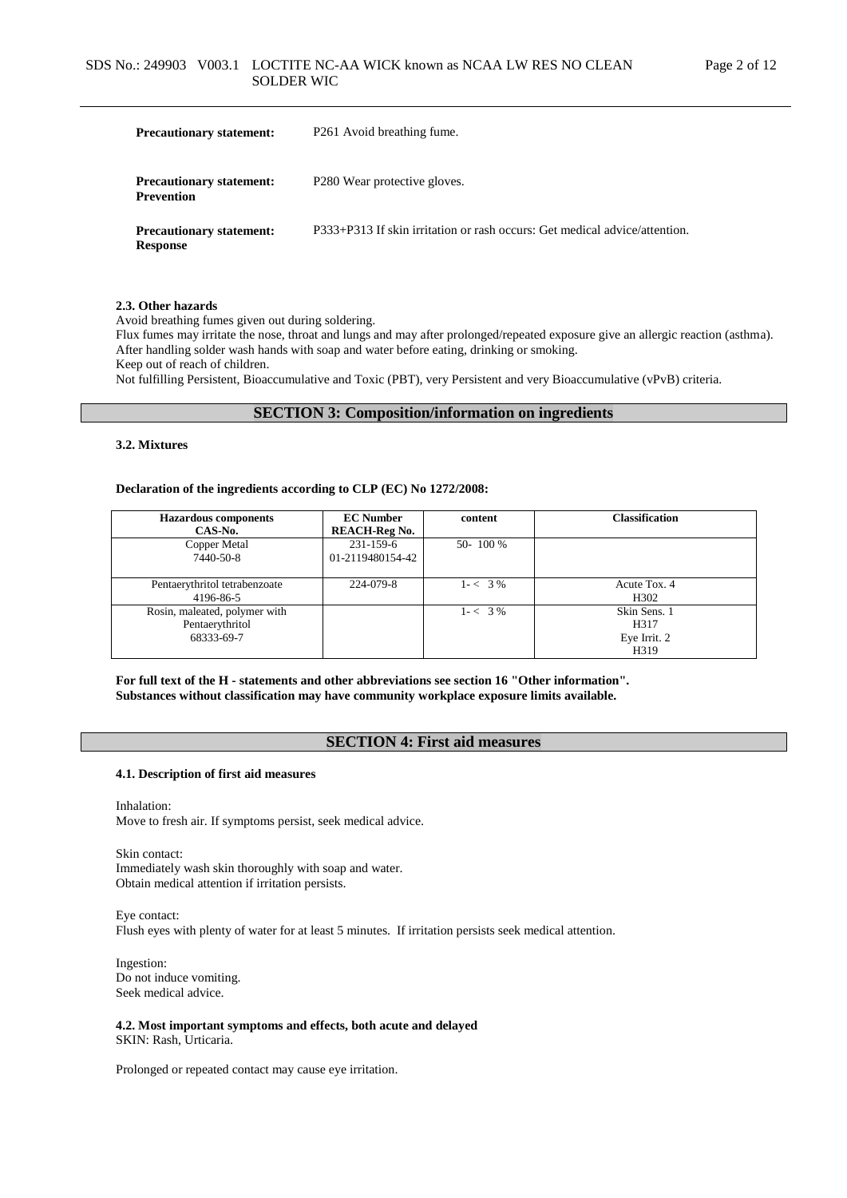| | |
|---|---|
| **Precautionary statement:** | P261 Avoid breathing fume. |
| **Precautionary statement: Prevention** | P280 Wear protective gloves. |
| **Precautionary statement: Response** | P333+P313 If skin irritation or rash occurs: Get medical advice/attention. |

#### 2.3. Other hazards

Avoid breathing fumes given out during soldering.
Flux fumes may irritate the nose, throat and lungs and may after prolonged/repeated exposure give an allergic reaction (asthma).
After handling solder wash hands with soap and water before eating, drinking or smoking.
Keep out of reach of children.
Not fulfilling Persistent, Bioaccumulative and Toxic (PBT), very Persistent and very Bioaccumulative (vPvB) criteria.

## SECTION 3: Composition/information on ingredients

#### 3.2. Mixtures

**Declaration of the ingredients according to CLP (EC) No 1272/2008:**

| Hazardous components CAS-No. | EC Number REACH-Reg No. | content | Classification |
|---|---|---|---|
| Copper Metal 7440-50-8 | 231-159-6 01-2119480154-42 | 50- 100 % | |
| Pentaerythritol tetrabenzoate 4196-86-5 | 224-079-8 | 1- < 3 % | Acute Tox. 4 H302 |
| Rosin, maleated, polymer with Pentaerythritol 68333-69-7 | | 1- < 3 % | Skin Sens. 1 H317 Eye Irrit. 2 H319 |

**For full text of the H - statements and other abbreviations see section 16 "Other information".**
**Substances without classification may have community workplace exposure limits available.**

## SECTION 4: First aid measures

#### 4.1. Description of first aid measures

Inhalation:
Move to fresh air. If symptoms persist, seek medical advice.

Skin contact:
Immediately wash skin thoroughly with soap and water.
Obtain medical attention if irritation persists.

Eye contact:
Flush eyes with plenty of water for at least 5 minutes. If irritation persists seek medical attention.

Ingestion:
Do not induce vomiting.
Seek medical advice.

#### 4.2. Most important symptoms and effects, both acute and delayed

SKIN: Rash, Urticaria.

Prolonged or repeated contact may cause eye irritation.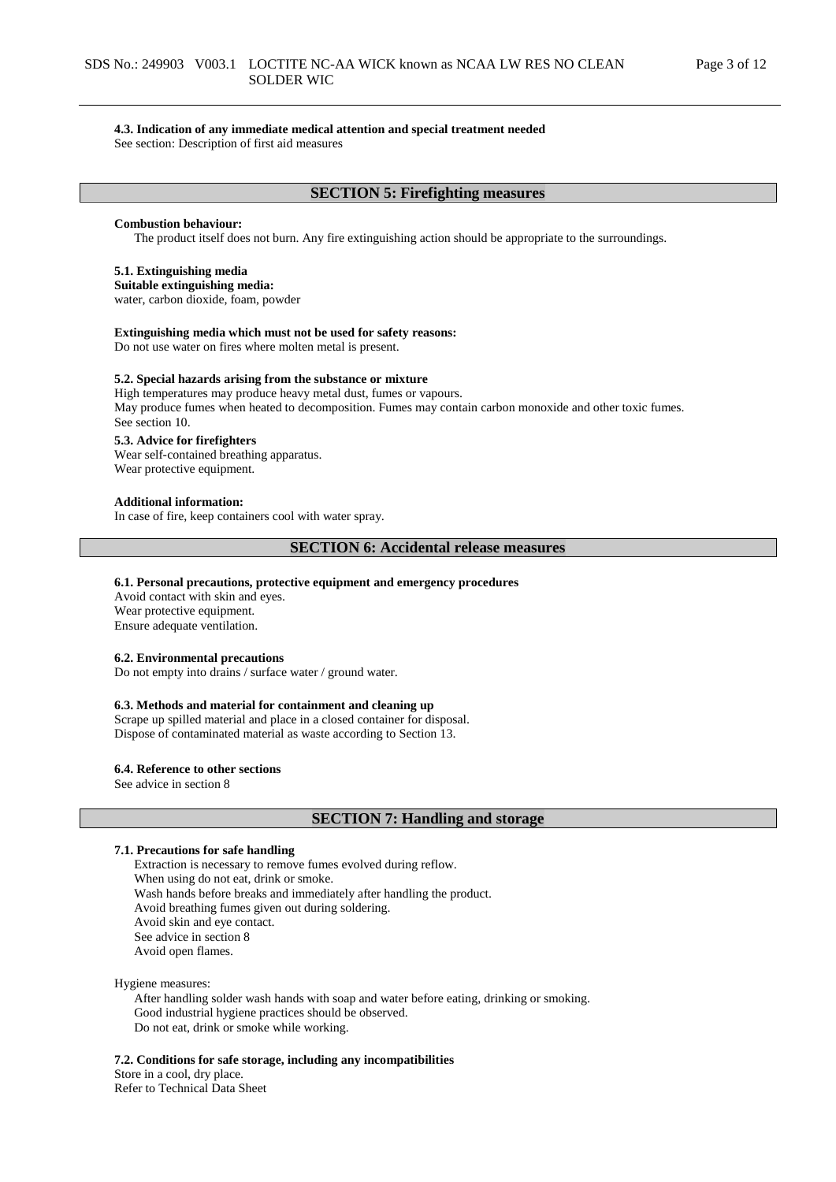#### 4.3. Indication of any immediate medical attention and special treatment needed
See section: Description of first aid measures

## SECTION 5: Firefighting measures

**Combustion behaviour:**
The product itself does not burn. Any fire extinguishing action should be appropriate to the surroundings.

#### 5.1. Extinguishing media
**Suitable extinguishing media:**
water, carbon dioxide, foam, powder

**Extinguishing media which must not be used for safety reasons:**
Do not use water on fires where molten metal is present.

#### 5.2. Special hazards arising from the substance or mixture
High temperatures may produce heavy metal dust, fumes or vapours.
May produce fumes when heated to decomposition. Fumes may contain carbon monoxide and other toxic fumes.
See section 10.

#### 5.3. Advice for firefighters
Wear self-contained breathing apparatus.
Wear protective equipment.

**Additional information:**
In case of fire, keep containers cool with water spray.

## SECTION 6: Accidental release measures

#### 6.1. Personal precautions, protective equipment and emergency procedures
Avoid contact with skin and eyes.
Wear protective equipment.
Ensure adequate ventilation.

#### 6.2. Environmental precautions
Do not empty into drains / surface water / ground water.

#### 6.3. Methods and material for containment and cleaning up
Scrape up spilled material and place in a closed container for disposal.
Dispose of contaminated material as waste according to Section 13.

#### 6.4. Reference to other sections
See advice in section 8

## SECTION 7: Handling and storage

#### 7.1. Precautions for safe handling
Extraction is necessary to remove fumes evolved during reflow.
When using do not eat, drink or smoke.
Wash hands before breaks and immediately after handling the product.
Avoid breathing fumes given out during soldering.
Avoid skin and eye contact.
See advice in section 8
Avoid open flames.

Hygiene measures:
After handling solder wash hands with soap and water before eating, drinking or smoking.
Good industrial hygiene practices should be observed.
Do not eat, drink or smoke while working.

#### 7.2. Conditions for safe storage, including any incompatibilities
Store in a cool, dry place.
Refer to Technical Data Sheet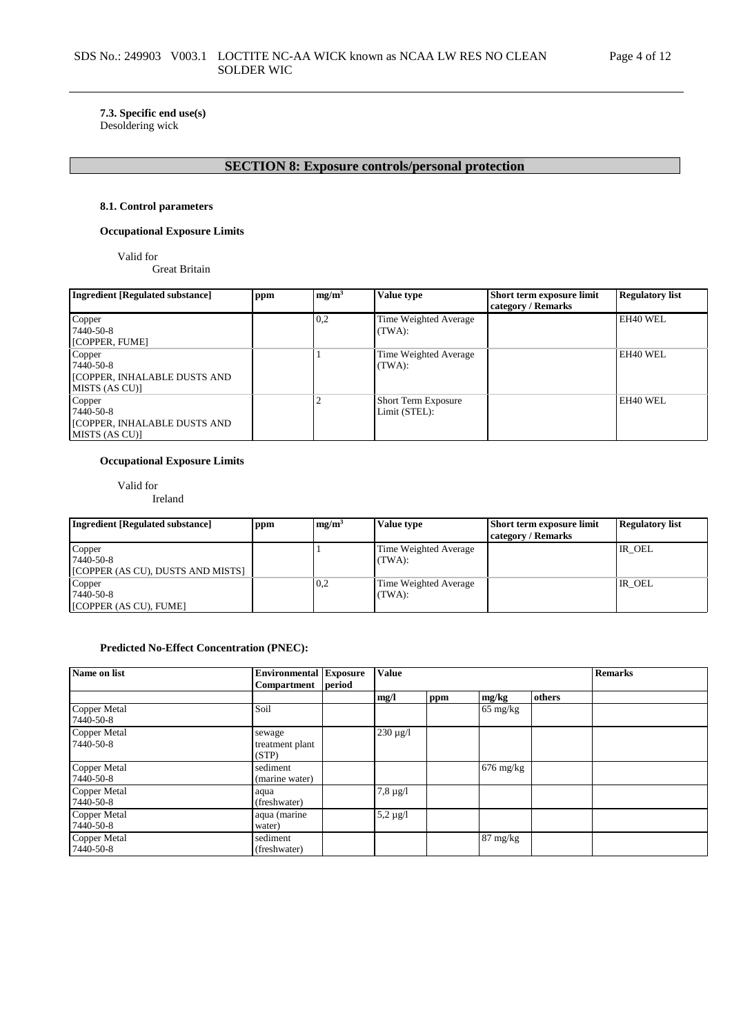**7.3. Specific end use(s)**
Desoldering wick

## SECTION 8: Exposure controls/personal protection

### 8.1. Control parameters

**Occupational Exposure Limits**

Valid for
Great Britain

| Ingredient [Regulated substance] | ppm | mg/m³ | Value type | Short term exposure limit category / Remarks | Regulatory list |
|---|---|---|---|---|---|
| Copper<br>7440-50-8<br>[COPPER, FUME] | | 0,2 | Time Weighted Average (TWA): | | EH40 WEL |
| Copper<br>7440-50-8<br>[COPPER, INHALABLE DUSTS AND MISTS (AS CU)] | | 1 | Time Weighted Average (TWA): | | EH40 WEL |
| Copper<br>7440-50-8<br>[COPPER, INHALABLE DUSTS AND MISTS (AS CU)] | | 2 | Short Term Exposure Limit (STEL): | | EH40 WEL |

**Occupational Exposure Limits**

Valid for
Ireland

| Ingredient [Regulated substance] | ppm | mg/m³ | Value type | Short term exposure limit category / Remarks | Regulatory list |
|---|---|---|---|---|---|
| Copper<br>7440-50-8<br>[COPPER (AS CU), DUSTS AND MISTS] | | 1 | Time Weighted Average (TWA): | | IR_OEL |
| Copper<br>7440-50-8<br>[COPPER (AS CU), FUME] | | 0,2 | Time Weighted Average (TWA): | | IR_OEL |

**Predicted No-Effect Concentration (PNEC):**

| Name on list | Environmental Compartment | Exposure period | Value | | | | Remarks |
|---|---|---|---|---|---|---|---|
| | | | mg/l | ppm | mg/kg | others | |
| Copper Metal<br>7440-50-8 | Soil | | | | 65 mg/kg | | |
| Copper Metal<br>7440-50-8 | sewage treatment plant (STP) | | 230 µg/l | | | | |
| Copper Metal<br>7440-50-8 | sediment (marine water) | | | | 676 mg/kg | | |
| Copper Metal<br>7440-50-8 | aqua (freshwater) | | 7,8 µg/l | | | | |
| Copper Metal<br>7440-50-8 | aqua (marine water) | | 5,2 µg/l | | | | |
| Copper Metal<br>7440-50-8 | sediment (freshwater) | | | | 87 mg/kg | | |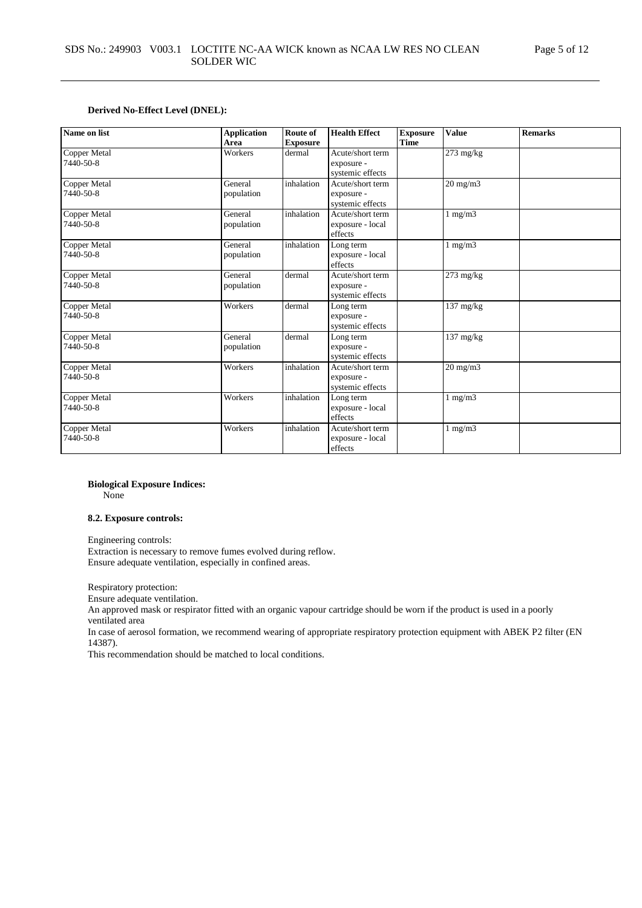**Derived No-Effect Level (DNEL):**

| Name on list | Application Area | Route of Exposure | Health Effect | Exposure Time | Value | Remarks |
|---|---|---|---|---|---|---|
| Copper Metal 7440-50-8 | Workers | dermal | Acute/short term exposure - systemic effects | | 273 mg/kg | |
| Copper Metal 7440-50-8 | General population | inhalation | Acute/short term exposure - systemic effects | | 20 mg/m3 | |
| Copper Metal 7440-50-8 | General population | inhalation | Acute/short term exposure - local effects | | 1 mg/m3 | |
| Copper Metal 7440-50-8 | General population | inhalation | Long term exposure - local effects | | 1 mg/m3 | |
| Copper Metal 7440-50-8 | General population | dermal | Acute/short term exposure - systemic effects | | 273 mg/kg | |
| Copper Metal 7440-50-8 | Workers | dermal | Long term exposure - systemic effects | | 137 mg/kg | |
| Copper Metal 7440-50-8 | General population | dermal | Long term exposure - systemic effects | | 137 mg/kg | |
| Copper Metal 7440-50-8 | Workers | inhalation | Acute/short term exposure - systemic effects | | 20 mg/m3 | |
| Copper Metal 7440-50-8 | Workers | inhalation | Long term exposure - local effects | | 1 mg/m3 | |
| Copper Metal 7440-50-8 | Workers | inhalation | Acute/short term exposure - local effects | | 1 mg/m3 | |

**Biological Exposure Indices:**
None

**8.2. Exposure controls:**

Engineering controls:
Extraction is necessary to remove fumes evolved during reflow.
Ensure adequate ventilation, especially in confined areas.

Respiratory protection:
Ensure adequate ventilation.
An approved mask or respirator fitted with an organic vapour cartridge should be worn if the product is used in a poorly ventilated area
In case of aerosol formation, we recommend wearing of appropriate respiratory protection equipment with ABEK P2 filter (EN 14387).
This recommendation should be matched to local conditions.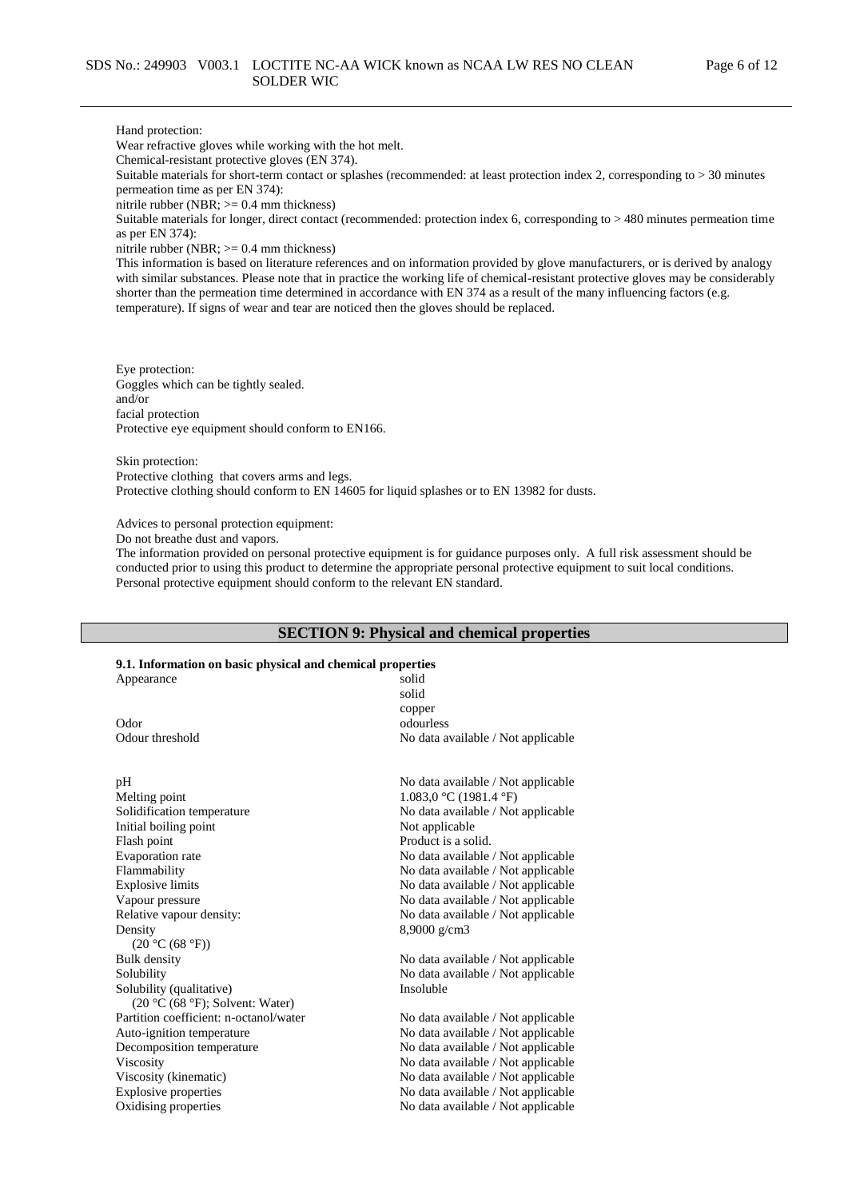Hand protection:
Wear refractive gloves while working with the hot melt.
Chemical-resistant protective gloves (EN 374).
Suitable materials for short-term contact or splashes (recommended: at least protection index 2, corresponding to > 30 minutes permeation time as per EN 374):
nitrile rubber (NBR; >= 0.4 mm thickness)
Suitable materials for longer, direct contact (recommended: protection index 6, corresponding to > 480 minutes permeation time as per EN 374):
nitrile rubber (NBR; >= 0.4 mm thickness)
This information is based on literature references and on information provided by glove manufacturers, or is derived by analogy with similar substances. Please note that in practice the working life of chemical-resistant protective gloves may be considerably shorter than the permeation time determined in accordance with EN 374 as a result of the many influencing factors (e.g. temperature). If signs of wear and tear are noticed then the gloves should be replaced.

Eye protection:
Goggles which can be tightly sealed.
and/or
facial protection
Protective eye equipment should conform to EN166.

Skin protection:
Protective clothing that covers arms and legs.
Protective clothing should conform to EN 14605 for liquid splashes or to EN 13982 for dusts.

Advices to personal protection equipment:
Do not breathe dust and vapors.
The information provided on personal protective equipment is for guidance purposes only. A full risk assessment should be conducted prior to using this product to determine the appropriate personal protective equipment to suit local conditions. Personal protective equipment should conform to the relevant EN standard.

## SECTION 9: Physical and chemical properties

### 9.1. Information on basic physical and chemical properties

| | |
|---|---|
| Appearance | solid<br>solid<br>copper |
| Odor | odourless |
| Odour threshold | No data available / Not applicable |
| pH | No data available / Not applicable |
| Melting point | 1.083,0 °C (1981.4 °F) |
| Solidification temperature | No data available / Not applicable |
| Initial boiling point | Not applicable |
| Flash point | Product is a solid. |
| Evaporation rate | No data available / Not applicable |
| Flammability | No data available / Not applicable |
| Explosive limits | No data available / Not applicable |
| Vapour pressure | No data available / Not applicable |
| Relative vapour density: | No data available / Not applicable |
| Density<br>(20 °C (68 °F)) | 8,9000 g/cm3 |
| Bulk density | No data available / Not applicable |
| Solubility | No data available / Not applicable |
| Solubility (qualitative)<br>(20 °C (68 °F); Solvent: Water) | Insoluble |
| Partition coefficient: n-octanol/water | No data available / Not applicable |
| Auto-ignition temperature | No data available / Not applicable |
| Decomposition temperature | No data available / Not applicable |
| Viscosity | No data available / Not applicable |
| Viscosity (kinematic) | No data available / Not applicable |
| Explosive properties | No data available / Not applicable |
| Oxidising properties | No data available / Not applicable |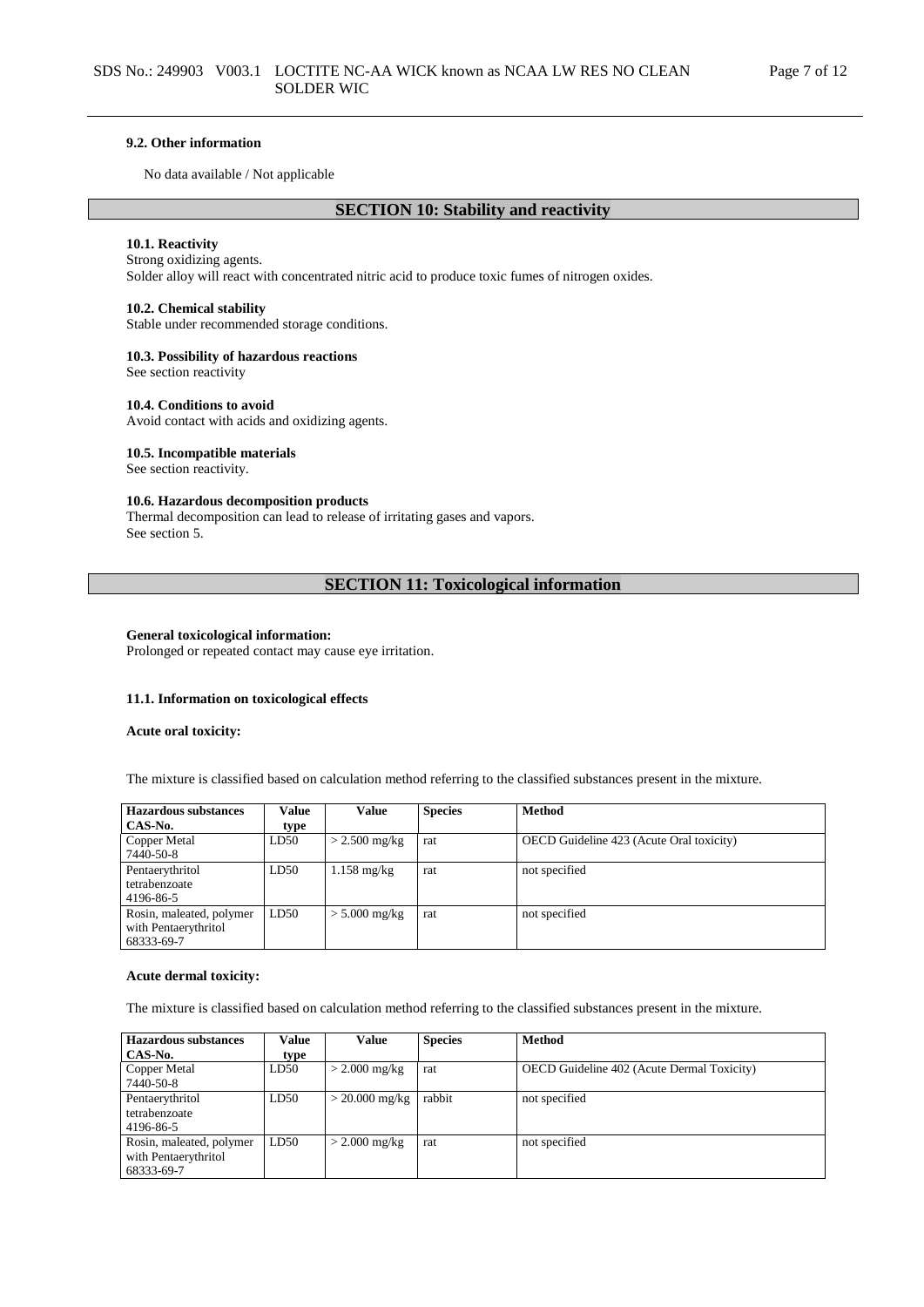#### 9.2. Other information

No data available / Not applicable

## SECTION 10: Stability and reactivity

#### 10.1. Reactivity

Strong oxidizing agents.
Solder alloy will react with concentrated nitric acid to produce toxic fumes of nitrogen oxides.

#### 10.2. Chemical stability

Stable under recommended storage conditions.

#### 10.3. Possibility of hazardous reactions

See section reactivity

#### 10.4. Conditions to avoid

Avoid contact with acids and oxidizing agents.

#### 10.5. Incompatible materials

See section reactivity.

#### 10.6. Hazardous decomposition products

Thermal decomposition can lead to release of irritating gases and vapors.
See section 5.

## SECTION 11: Toxicological information

**General toxicological information:**
Prolonged or repeated contact may cause eye irritation.

#### 11.1. Information on toxicological effects

**Acute oral toxicity:**

The mixture is classified based on calculation method referring to the classified substances present in the mixture.

| Hazardous substances CAS-No. | Value type | Value | Species | Method |
|---|---|---|---|---|
| Copper Metal 7440-50-8 | LD50 | > 2.500 mg/kg | rat | OECD Guideline 423 (Acute Oral toxicity) |
| Pentaerythritol tetrabenzoate 4196-86-5 | LD50 | 1.158 mg/kg | rat | not specified |
| Rosin, maleated, polymer with Pentaerythritol 68333-69-7 | LD50 | > 5.000 mg/kg | rat | not specified |

**Acute dermal toxicity:**

The mixture is classified based on calculation method referring to the classified substances present in the mixture.

| Hazardous substances CAS-No. | Value type | Value | Species | Method |
|---|---|---|---|---|
| Copper Metal 7440-50-8 | LD50 | > 2.000 mg/kg | rat | OECD Guideline 402 (Acute Dermal Toxicity) |
| Pentaerythritol tetrabenzoate 4196-86-5 | LD50 | > 20.000 mg/kg | rabbit | not specified |
| Rosin, maleated, polymer with Pentaerythritol 68333-69-7 | LD50 | > 2.000 mg/kg | rat | not specified |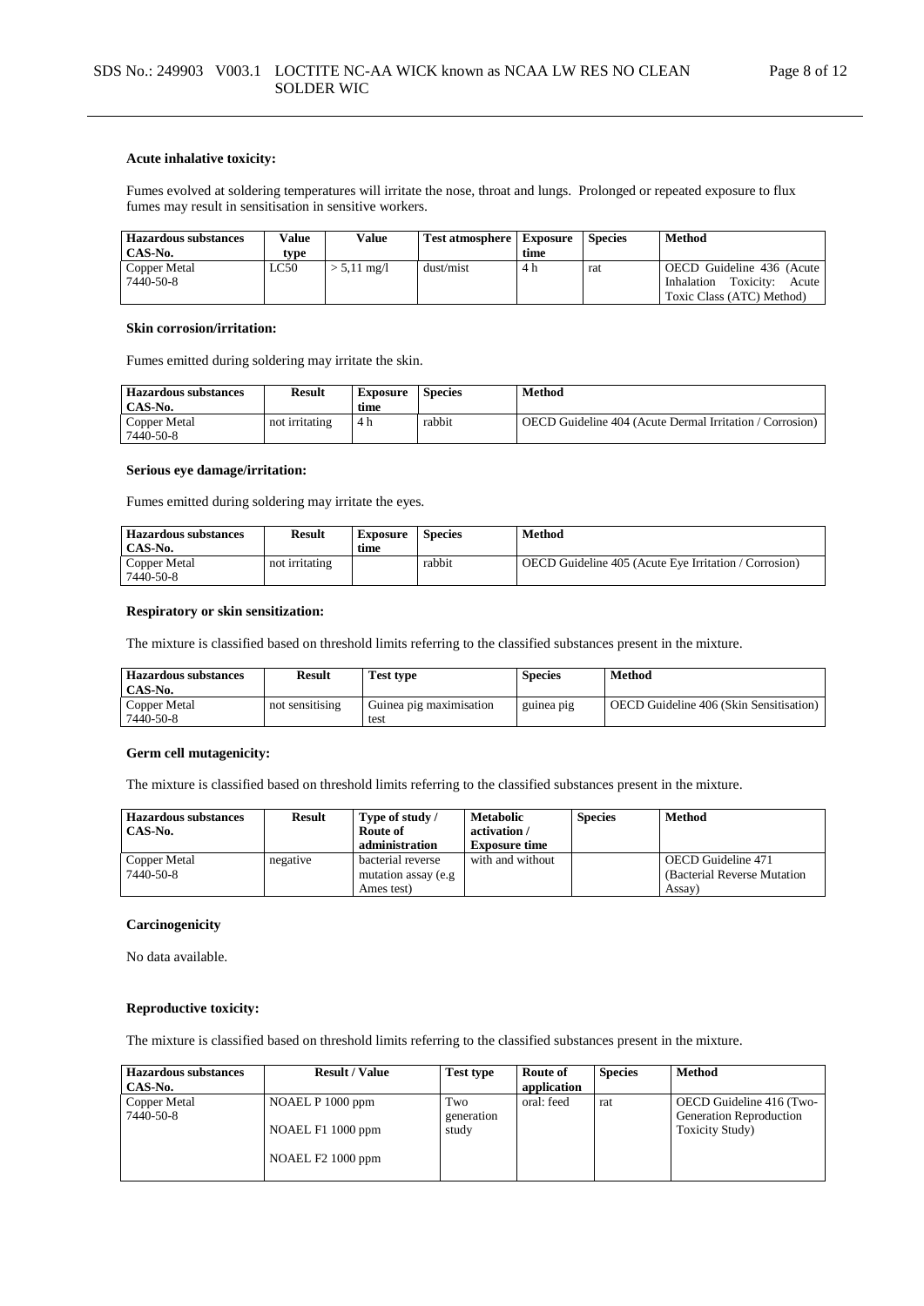### Acute inhalative toxicity:

Fumes evolved at soldering temperatures will irritate the nose, throat and lungs. Prolonged or repeated exposure to flux fumes may result in sensitisation in sensitive workers.

| Hazardous substances CAS-No. | Value type | Value | Test atmosphere | Exposure time | Species | Method |
|---|---|---|---|---|---|---|
| Copper Metal 7440-50-8 | LC50 | > 5,11 mg/l | dust/mist | 4 h | rat | OECD Guideline 436 (Acute Inhalation Toxicity: Acute Toxic Class (ATC) Method) |

### Skin corrosion/irritation:

Fumes emitted during soldering may irritate the skin.

| Hazardous substances CAS-No. | Result | Exposure time | Species | Method |
|---|---|---|---|---|
| Copper Metal 7440-50-8 | not irritating | 4 h | rabbit | OECD Guideline 404 (Acute Dermal Irritation / Corrosion) |

### Serious eye damage/irritation:

Fumes emitted during soldering may irritate the eyes.

| Hazardous substances CAS-No. | Result | Exposure time | Species | Method |
|---|---|---|---|---|
| Copper Metal 7440-50-8 | not irritating | | rabbit | OECD Guideline 405 (Acute Eye Irritation / Corrosion) |

### Respiratory or skin sensitization:

The mixture is classified based on threshold limits referring to the classified substances present in the mixture.

| Hazardous substances CAS-No. | Result | Test type | Species | Method |
|---|---|---|---|---|
| Copper Metal 7440-50-8 | not sensitising | Guinea pig maximisation test | guinea pig | OECD Guideline 406 (Skin Sensitisation) |

### Germ cell mutagenicity:

The mixture is classified based on threshold limits referring to the classified substances present in the mixture.

| Hazardous substances CAS-No. | Result | Type of study / Route of administration | Metabolic activation / Exposure time | Species | Method |
|---|---|---|---|---|---|
| Copper Metal 7440-50-8 | negative | bacterial reverse mutation assay (e.g Ames test) | with and without | | OECD Guideline 471 (Bacterial Reverse Mutation Assay) |

### Carcinogenicity

No data available.

### Reproductive toxicity:

The mixture is classified based on threshold limits referring to the classified substances present in the mixture.

| Hazardous substances CAS-No. | Result / Value | Test type | Route of application | Species | Method |
|---|---|---|---|---|---|
| Copper Metal 7440-50-8 | NOAEL P 1000 ppm<br><br>NOAEL F1 1000 ppm<br><br>NOAEL F2 1000 ppm | Two generation study | oral: feed | rat | OECD Guideline 416 (Two-Generation Reproduction Toxicity Study) |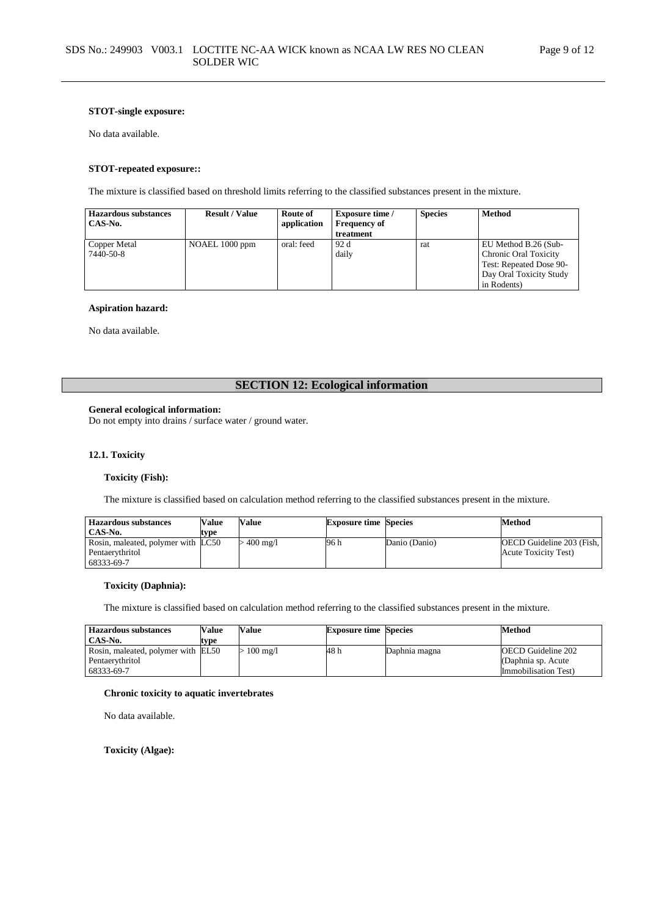**STOT-single exposure:**

No data available.

**STOT-repeated exposure::**

The mixture is classified based on threshold limits referring to the classified substances present in the mixture.

| Hazardous substances CAS-No. | Result / Value | Route of application | Exposure time / Frequency of treatment | Species | Method |
|---|---|---|---|---|---|
| Copper Metal 7440-50-8 | NOAEL 1000 ppm | oral: feed | 92 d daily | rat | EU Method B.26 (Sub-Chronic Oral Toxicity Test: Repeated Dose 90-Day Oral Toxicity Study in Rodents) |

**Aspiration hazard:**

No data available.

## SECTION 12: Ecological information

**General ecological information:**
Do not empty into drains / surface water / ground water.

### 12.1. Toxicity

**Toxicity (Fish):**

The mixture is classified based on calculation method referring to the classified substances present in the mixture.

| Hazardous substances CAS-No. | Value type | Value | Exposure time | Species | Method |
|---|---|---|---|---|---|
| Rosin, maleated, polymer with Pentaerythritol 68333-69-7 | LC50 | > 400 mg/l | 96 h | Danio (Danio) | OECD Guideline 203 (Fish, Acute Toxicity Test) |

**Toxicity (Daphnia):**

The mixture is classified based on calculation method referring to the classified substances present in the mixture.

| Hazardous substances CAS-No. | Value type | Value | Exposure time | Species | Method |
|---|---|---|---|---|---|
| Rosin, maleated, polymer with Pentaerythritol 68333-69-7 | EL50 | > 100 mg/l | 48 h | Daphnia magna | OECD Guideline 202 (Daphnia sp. Acute Immobilisation Test) |

**Chronic toxicity to aquatic invertebrates**

No data available.

**Toxicity (Algae):**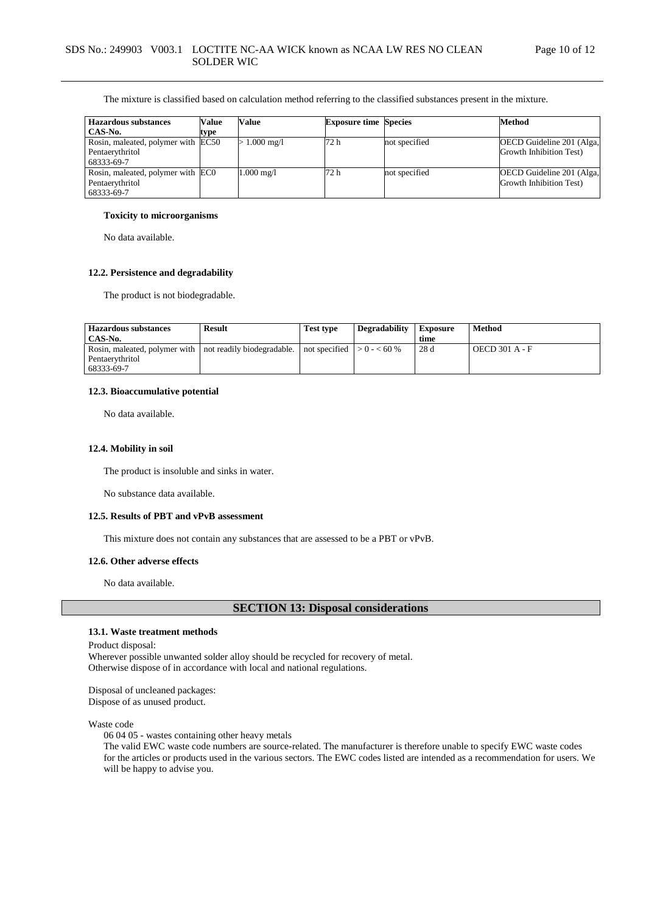The mixture is classified based on calculation method referring to the classified substances present in the mixture.

| Hazardous substances CAS-No. | Value type | Value | Exposure time | Species | Method |
|---|---|---|---|---|---|
| Rosin, maleated, polymer with Pentaerythritol 68333-69-7 | EC50 | > 1.000 mg/l | 72 h | not specified | OECD Guideline 201 (Alga, Growth Inhibition Test) |
| Rosin, maleated, polymer with Pentaerythritol 68333-69-7 | EC0 | 1.000 mg/l | 72 h | not specified | OECD Guideline 201 (Alga, Growth Inhibition Test) |

#### Toxicity to microorganisms

No data available.

### 12.2. Persistence and degradability

The product is not biodegradable.

| Hazardous substances CAS-No. | Result | Test type | Degradability | Exposure time | Method |
|---|---|---|---|---|---|
| Rosin, maleated, polymer with Pentaerythritol 68333-69-7 | not readily biodegradable. | not specified | > 0 - < 60 % | 28 d | OECD 301 A - F |

### 12.3. Bioaccumulative potential

No data available.

### 12.4. Mobility in soil

The product is insoluble and sinks in water.

No substance data available.

### 12.5. Results of PBT and vPvB assessment

This mixture does not contain any substances that are assessed to be a PBT or vPvB.

### 12.6. Other adverse effects

No data available.

## SECTION 13: Disposal considerations

### 13.1. Waste treatment methods

Product disposal:
Wherever possible unwanted solder alloy should be recycled for recovery of metal.
Otherwise dispose of in accordance with local and national regulations.

Disposal of uncleaned packages:
Dispose of as unused product.

Waste code
06 04 05 - wastes containing other heavy metals
The valid EWC waste code numbers are source-related. The manufacturer is therefore unable to specify EWC waste codes for the articles or products used in the various sectors. The EWC codes listed are intended as a recommendation for users. We will be happy to advise you.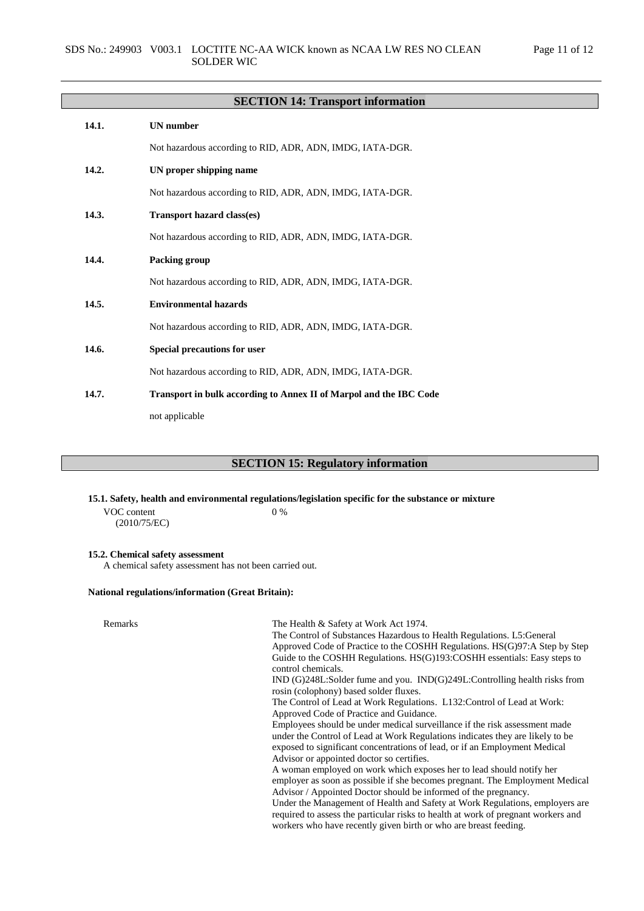## SECTION 14: Transport information

**14.1. UN number**

Not hazardous according to RID, ADR, ADN, IMDG, IATA-DGR.

**14.2. UN proper shipping name**

Not hazardous according to RID, ADR, ADN, IMDG, IATA-DGR.

**14.3. Transport hazard class(es)**

Not hazardous according to RID, ADR, ADN, IMDG, IATA-DGR.

**14.4. Packing group**

Not hazardous according to RID, ADR, ADN, IMDG, IATA-DGR.

**14.5. Environmental hazards**

Not hazardous according to RID, ADR, ADN, IMDG, IATA-DGR.

**14.6. Special precautions for user**

Not hazardous according to RID, ADR, ADN, IMDG, IATA-DGR.

**14.7. Transport in bulk according to Annex II of Marpol and the IBC Code**

not applicable

## SECTION 15: Regulatory information

**15.1. Safety, health and environmental regulations/legislation specific for the substance or mixture**

VOC content (2010/75/EC) 0 %

**15.2. Chemical safety assessment**

A chemical safety assessment has not been carried out.

**National regulations/information (Great Britain):**

Remarks

The Health & Safety at Work Act 1974.
The Control of Substances Hazardous to Health Regulations. L5:General Approved Code of Practice to the COSHH Regulations. HS(G)97:A Step by Step Guide to the COSHH Regulations. HS(G)193:COSHH essentials: Easy steps to control chemicals.
IND (G)248L:Solder fume and you. IND(G)249L:Controlling health risks from rosin (colophony) based solder fluxes.
The Control of Lead at Work Regulations. L132:Control of Lead at Work: Approved Code of Practice and Guidance.
Employees should be under medical surveillance if the risk assessment made under the Control of Lead at Work Regulations indicates they are likely to be exposed to significant concentrations of lead, or if an Employment Medical Advisor or appointed doctor so certifies.
A woman employed on work which exposes her to lead should notify her employer as soon as possible if she becomes pregnant. The Employment Medical Advisor / Appointed Doctor should be informed of the pregnancy.
Under the Management of Health and Safety at Work Regulations, employers are required to assess the particular risks to health at work of pregnant workers and workers who have recently given birth or who are breast feeding.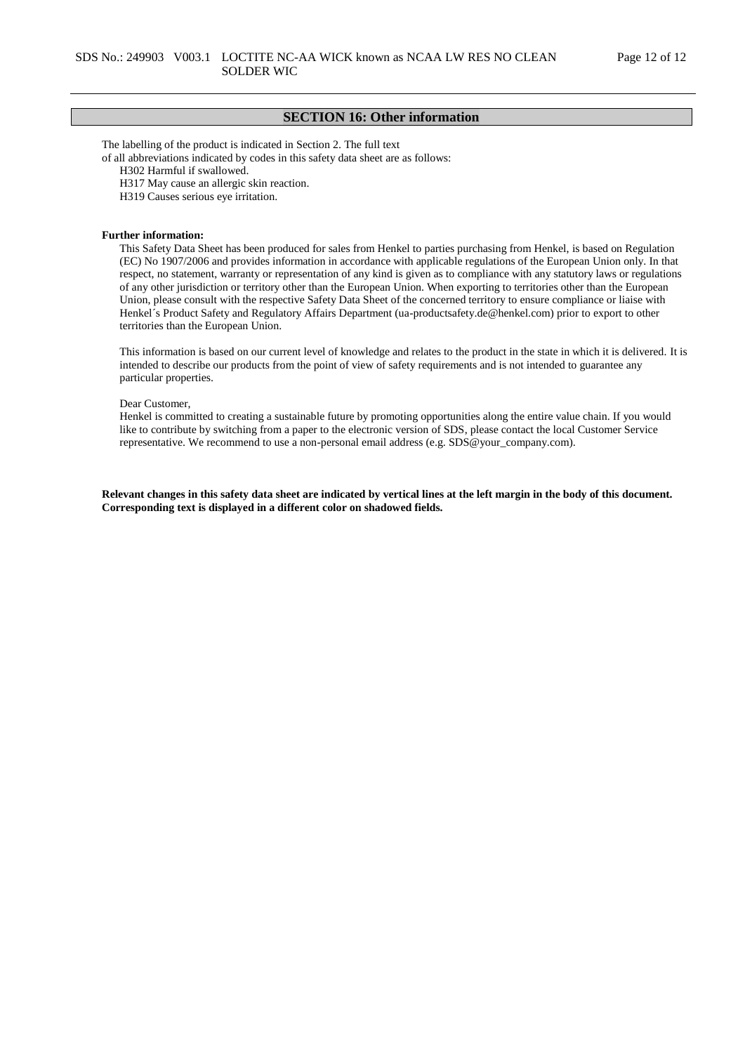## SECTION 16: Other information

The labelling of the product is indicated in Section 2. The full text of all abbreviations indicated by codes in this safety data sheet are as follows:

H302 Harmful if swallowed.
H317 May cause an allergic skin reaction.
H319 Causes serious eye irritation.

**Further information:**

This Safety Data Sheet has been produced for sales from Henkel to parties purchasing from Henkel, is based on Regulation (EC) No 1907/2006 and provides information in accordance with applicable regulations of the European Union only. In that respect, no statement, warranty or representation of any kind is given as to compliance with any statutory laws or regulations of any other jurisdiction or territory other than the European Union. When exporting to territories other than the European Union, please consult with the respective Safety Data Sheet of the concerned territory to ensure compliance or liaise with Henkel´s Product Safety and Regulatory Affairs Department (ua-productsafety.de@henkel.com) prior to export to other territories than the European Union.

This information is based on our current level of knowledge and relates to the product in the state in which it is delivered. It is intended to describe our products from the point of view of safety requirements and is not intended to guarantee any particular properties.

Dear Customer,
Henkel is committed to creating a sustainable future by promoting opportunities along the entire value chain. If you would like to contribute by switching from a paper to the electronic version of SDS, please contact the local Customer Service representative. We recommend to use a non-personal email address (e.g. SDS@your_company.com).

**Relevant changes in this safety data sheet are indicated by vertical lines at the left margin in the body of this document. Corresponding text is displayed in a different color on shadowed fields.**